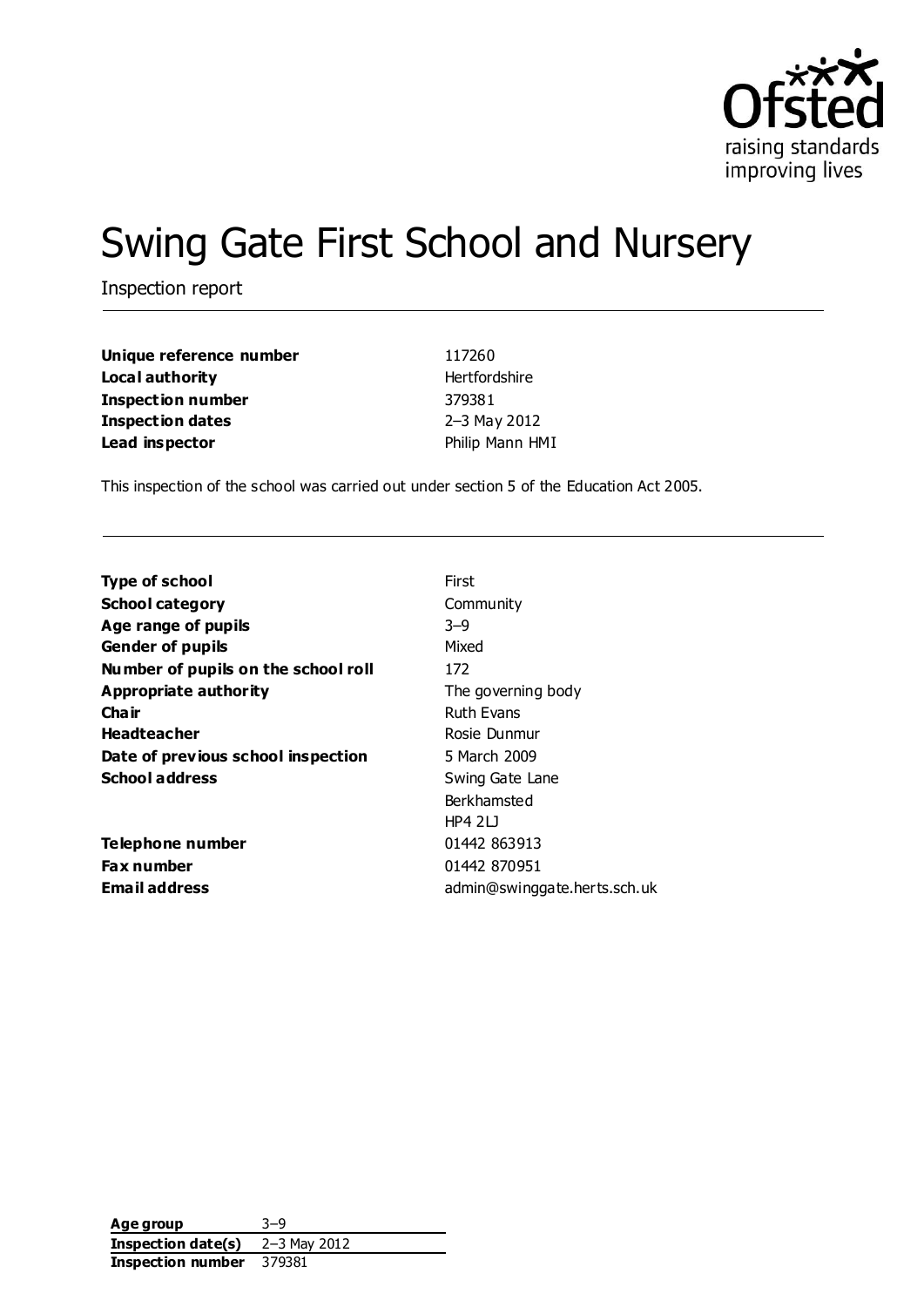# Swing Gate First School and Nursery

Inspection report

| | |
|---|---|
| **Unique reference number** | 117260 |
| **Local authority** | Hertfordshire |
| **Inspection number** | 379381 |
| **Inspection dates** | 2–3 May 2012 |
| **Lead inspector** | Philip Mann HMI |

This inspection of the school was carried out under section 5 of the Education Act 2005.

| | |
|---|---|
| **Type of school** | First |
| **School category** | Community |
| **Age range of pupils** | 3–9 |
| **Gender of pupils** | Mixed |
| **Number of pupils on the school roll** | 172 |
| **Appropriate authority** | The governing body |
| **Chair** | Ruth Evans |
| **Headteacher** | Rosie Dunmur |
| **Date of previous school inspection** | 5 March 2009 |
| **School address** | Swing Gate Lane<br>Berkhamsted<br>HP4 2LJ |
| **Telephone number** | 01442 863913 |
| **Fax number** | 01442 870951 |
| **Email address** | admin@swinggate.herts.sch.uk |

| | |
|---|---|
| **Age group** | 3–9 |
| **Inspection date(s)** | 2–3 May 2012 |
| **Inspection number** | 379381 |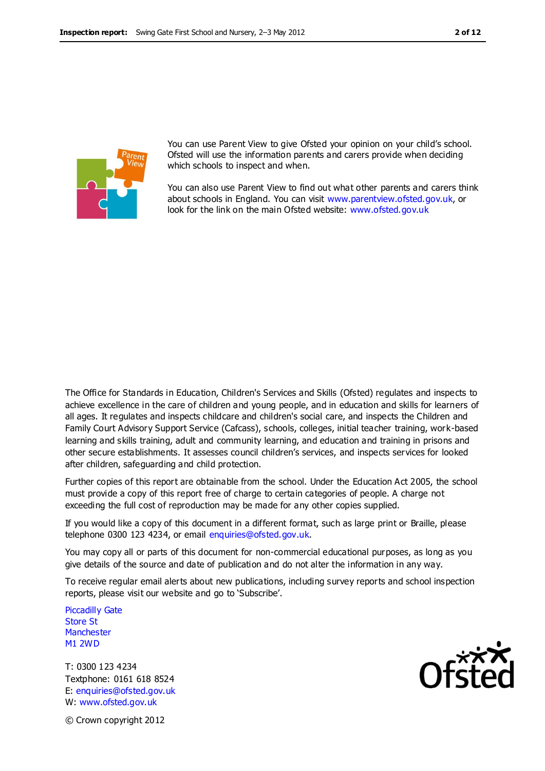You can use Parent View to give Ofsted your opinion on your child's school. Ofsted will use the information parents and carers provide when deciding which schools to inspect and when.

You can also use Parent View to find out what other parents and carers think about schools in England. You can visit www.parentview.ofsted.gov.uk, or look for the link on the main Ofsted website: www.ofsted.gov.uk

The Office for Standards in Education, Children's Services and Skills (Ofsted) regulates and inspects to achieve excellence in the care of children and young people, and in education and skills for learners of all ages. It regulates and inspects childcare and children's social care, and inspects the Children and Family Court Advisory Support Service (Cafcass), schools, colleges, initial teacher training, work-based learning and skills training, adult and community learning, and education and training in prisons and other secure establishments. It assesses council children's services, and inspects services for looked after children, safeguarding and child protection.

Further copies of this report are obtainable from the school. Under the Education Act 2005, the school must provide a copy of this report free of charge to certain categories of people. A charge not exceeding the full cost of reproduction may be made for any other copies supplied.

If you would like a copy of this document in a different format, such as large print or Braille, please telephone 0300 123 4234, or email enquiries@ofsted.gov.uk.

You may copy all or parts of this document for non-commercial educational purposes, as long as you give details of the source and date of publication and do not alter the information in any way.

To receive regular email alerts about new publications, including survey reports and school inspection reports, please visit our website and go to 'Subscribe'.

Piccadilly Gate
Store St
Manchester
M1 2WD

T: 0300 123 4234
Textphone: 0161 618 8524
E: enquiries@ofsted.gov.uk
W: www.ofsted.gov.uk

© Crown copyright 2012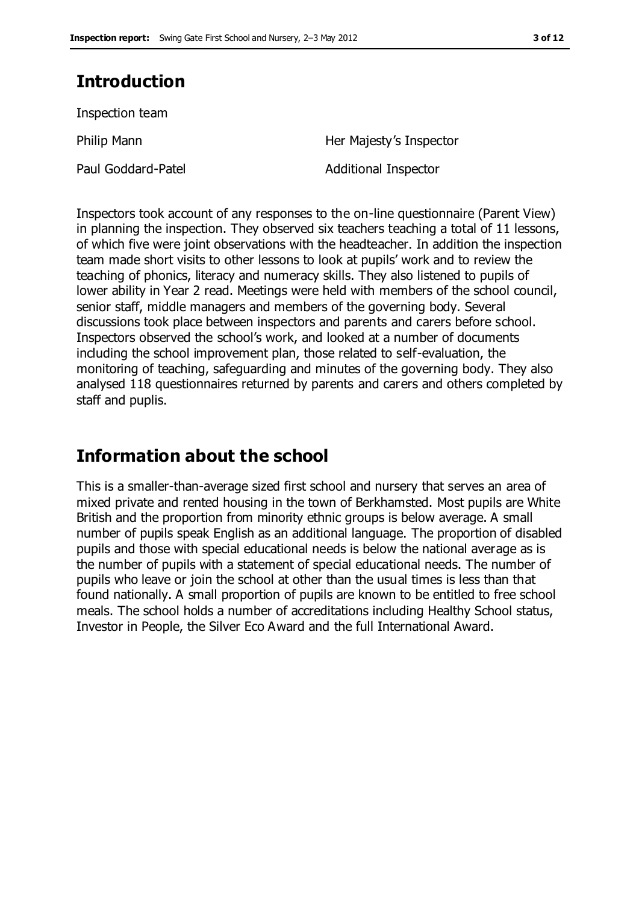## Introduction

Inspection team

| | |
|---|---|
| Philip Mann | Her Majesty's Inspector |
| Paul Goddard-Patel | Additional Inspector |

Inspectors took account of any responses to the on-line questionnaire (Parent View) in planning the inspection. They observed six teachers teaching a total of 11 lessons, of which five were joint observations with the headteacher. In addition the inspection team made short visits to other lessons to look at pupils' work and to review the teaching of phonics, literacy and numeracy skills. They also listened to pupils of lower ability in Year 2 read. Meetings were held with members of the school council, senior staff, middle managers and members of the governing body. Several discussions took place between inspectors and parents and carers before school. Inspectors observed the school's work, and looked at a number of documents including the school improvement plan, those related to self-evaluation, the monitoring of teaching, safeguarding and minutes of the governing body. They also analysed 118 questionnaires returned by parents and carers and others completed by staff and puplis.

## Information about the school

This is a smaller-than-average sized first school and nursery that serves an area of mixed private and rented housing in the town of Berkhamsted. Most pupils are White British and the proportion from minority ethnic groups is below average. A small number of pupils speak English as an additional language. The proportion of disabled pupils and those with special educational needs is below the national average as is the number of pupils with a statement of special educational needs. The number of pupils who leave or join the school at other than the usual times is less than that found nationally. A small proportion of pupils are known to be entitled to free school meals. The school holds a number of accreditations including Healthy School status, Investor in People, the Silver Eco Award and the full International Award.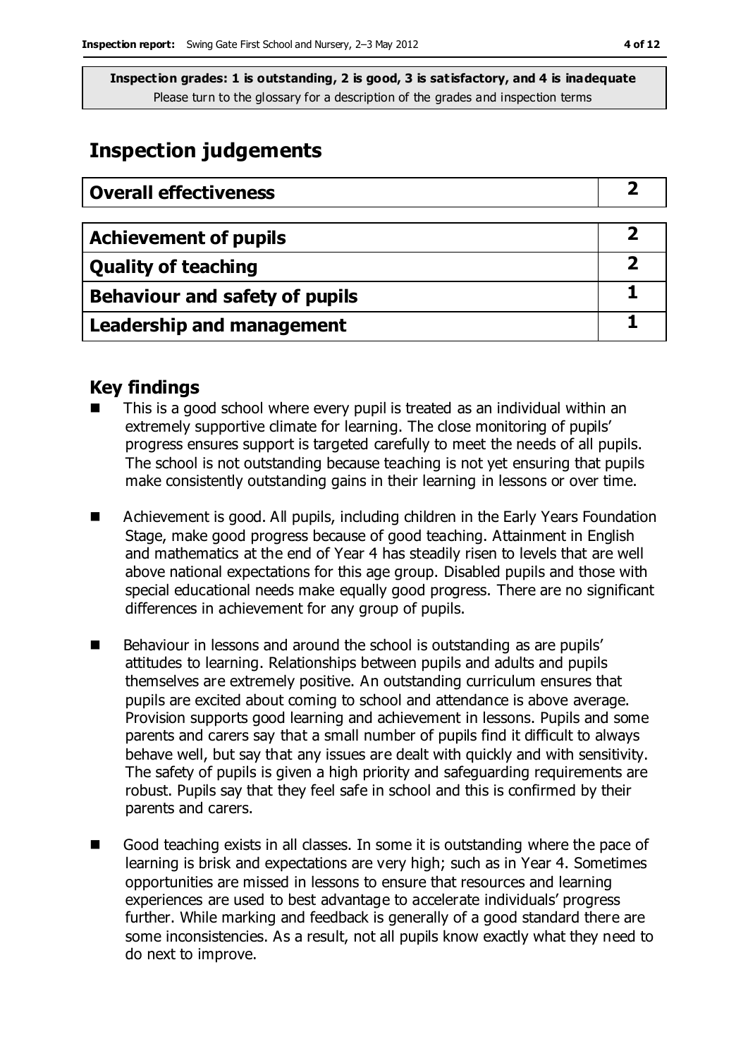**Inspection grades: 1 is outstanding, 2 is good, 3 is satisfactory, and 4 is inadequate**
Please turn to the glossary for a description of the grades and inspection terms

# Inspection judgements

| Overall effectiveness | 2 |
|---|---|

| Achievement of pupils | 2 |
|---|---|
| Quality of teaching | 2 |
| Behaviour and safety of pupils | 1 |
| Leadership and management | 1 |

## Key findings

- This is a good school where every pupil is treated as an individual within an extremely supportive climate for learning. The close monitoring of pupils' progress ensures support is targeted carefully to meet the needs of all pupils. The school is not outstanding because teaching is not yet ensuring that pupils make consistently outstanding gains in their learning in lessons or over time.

- Achievement is good. All pupils, including children in the Early Years Foundation Stage, make good progress because of good teaching. Attainment in English and mathematics at the end of Year 4 has steadily risen to levels that are well above national expectations for this age group. Disabled pupils and those with special educational needs make equally good progress. There are no significant differences in achievement for any group of pupils.

- Behaviour in lessons and around the school is outstanding as are pupils' attitudes to learning. Relationships between pupils and adults and pupils themselves are extremely positive. An outstanding curriculum ensures that pupils are excited about coming to school and attendance is above average. Provision supports good learning and achievement in lessons. Pupils and some parents and carers say that a small number of pupils find it difficult to always behave well, but say that any issues are dealt with quickly and with sensitivity. The safety of pupils is given a high priority and safeguarding requirements are robust. Pupils say that they feel safe in school and this is confirmed by their parents and carers.

- Good teaching exists in all classes. In some it is outstanding where the pace of learning is brisk and expectations are very high; such as in Year 4. Sometimes opportunities are missed in lessons to ensure that resources and learning experiences are used to best advantage to accelerate individuals' progress further. While marking and feedback is generally of a good standard there are some inconsistencies. As a result, not all pupils know exactly what they need to do next to improve.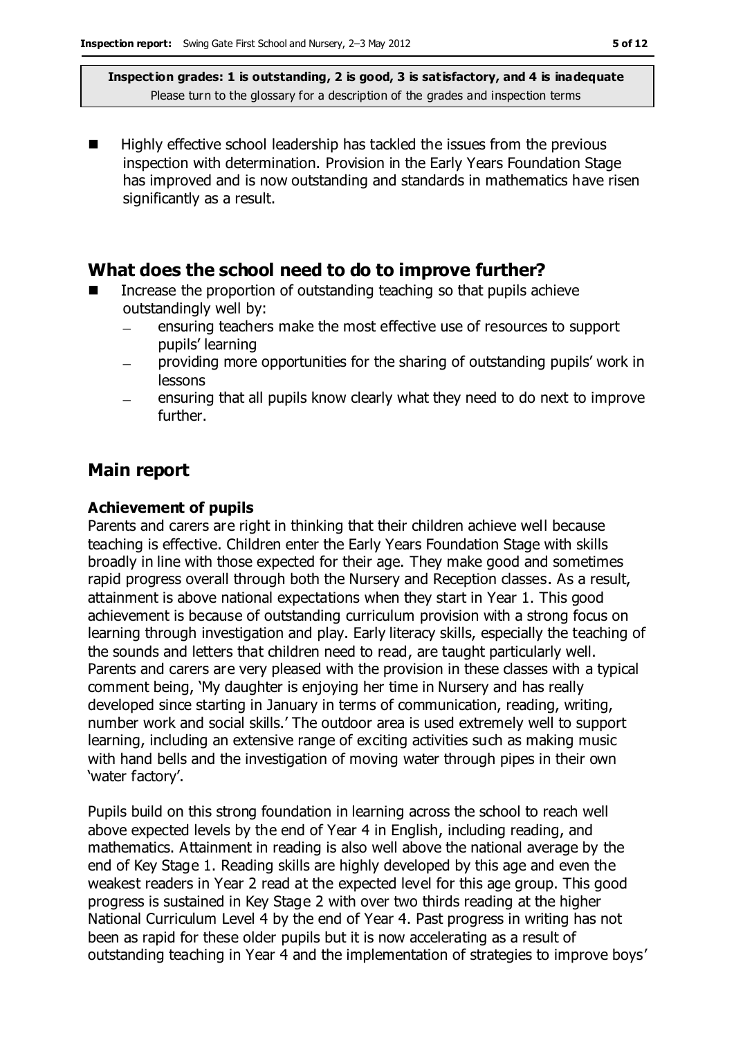**Inspection grades: 1 is outstanding, 2 is good, 3 is satisfactory, and 4 is inadequate**
Please turn to the glossary for a description of the grades and inspection terms

- Highly effective school leadership has tackled the issues from the previous inspection with determination. Provision in the Early Years Foundation Stage has improved and is now outstanding and standards in mathematics have risen significantly as a result.

## What does the school need to do to improve further?

- Increase the proportion of outstanding teaching so that pupils achieve outstandingly well by:
  - ensuring teachers make the most effective use of resources to support pupils' learning
  - providing more opportunities for the sharing of outstanding pupils' work in lessons
  - ensuring that all pupils know clearly what they need to do next to improve further.

## Main report

### Achievement of pupils

Parents and carers are right in thinking that their children achieve well because teaching is effective. Children enter the Early Years Foundation Stage with skills broadly in line with those expected for their age. They make good and sometimes rapid progress overall through both the Nursery and Reception classes. As a result, attainment is above national expectations when they start in Year 1. This good achievement is because of outstanding curriculum provision with a strong focus on learning through investigation and play. Early literacy skills, especially the teaching of the sounds and letters that children need to read, are taught particularly well. Parents and carers are very pleased with the provision in these classes with a typical comment being, 'My daughter is enjoying her time in Nursery and has really developed since starting in January in terms of communication, reading, writing, number work and social skills.' The outdoor area is used extremely well to support learning, including an extensive range of exciting activities such as making music with hand bells and the investigation of moving water through pipes in their own 'water factory'.

Pupils build on this strong foundation in learning across the school to reach well above expected levels by the end of Year 4 in English, including reading, and mathematics. Attainment in reading is also well above the national average by the end of Key Stage 1. Reading skills are highly developed by this age and even the weakest readers in Year 2 read at the expected level for this age group. This good progress is sustained in Key Stage 2 with over two thirds reading at the higher National Curriculum Level 4 by the end of Year 4. Past progress in writing has not been as rapid for these older pupils but it is now accelerating as a result of outstanding teaching in Year 4 and the implementation of strategies to improve boys'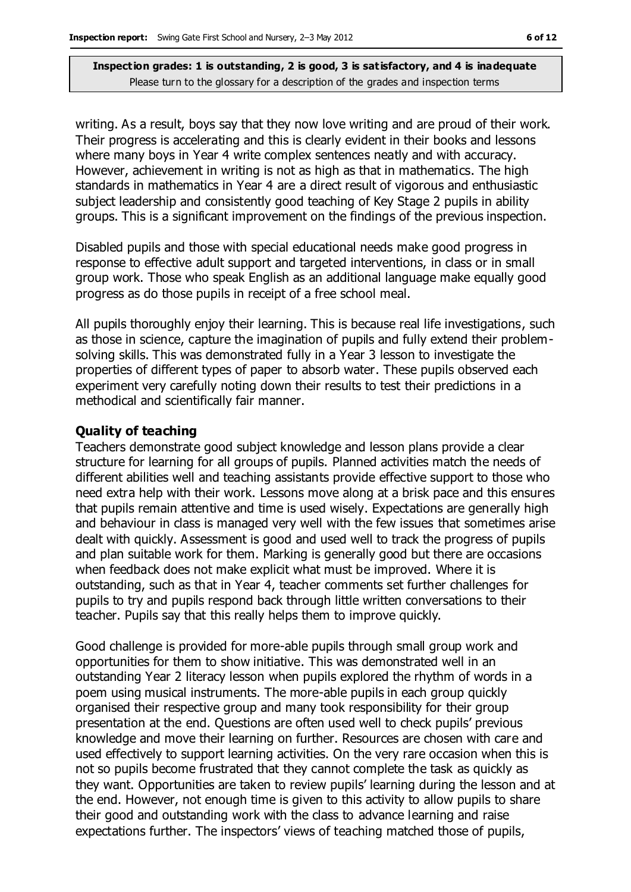writing. As a result, boys say that they now love writing and are proud of their work. Their progress is accelerating and this is clearly evident in their books and lessons where many boys in Year 4 write complex sentences neatly and with accuracy. However, achievement in writing is not as high as that in mathematics. The high standards in mathematics in Year 4 are a direct result of vigorous and enthusiastic subject leadership and consistently good teaching of Key Stage 2 pupils in ability groups. This is a significant improvement on the findings of the previous inspection.

Disabled pupils and those with special educational needs make good progress in response to effective adult support and targeted interventions, in class or in small group work. Those who speak English as an additional language make equally good progress as do those pupils in receipt of a free school meal.

All pupils thoroughly enjoy their learning. This is because real life investigations, such as those in science, capture the imagination of pupils and fully extend their problem-solving skills. This was demonstrated fully in a Year 3 lesson to investigate the properties of different types of paper to absorb water. These pupils observed each experiment very carefully noting down their results to test their predictions in a methodical and scientifically fair manner.

### Quality of teaching

Teachers demonstrate good subject knowledge and lesson plans provide a clear structure for learning for all groups of pupils. Planned activities match the needs of different abilities well and teaching assistants provide effective support to those who need extra help with their work. Lessons move along at a brisk pace and this ensures that pupils remain attentive and time is used wisely. Expectations are generally high and behaviour in class is managed very well with the few issues that sometimes arise dealt with quickly. Assessment is good and used well to track the progress of pupils and plan suitable work for them. Marking is generally good but there are occasions when feedback does not make explicit what must be improved. Where it is outstanding, such as that in Year 4, teacher comments set further challenges for pupils to try and pupils respond back through little written conversations to their teacher. Pupils say that this really helps them to improve quickly.

Good challenge is provided for more-able pupils through small group work and opportunities for them to show initiative. This was demonstrated well in an outstanding Year 2 literacy lesson when pupils explored the rhythm of words in a poem using musical instruments. The more-able pupils in each group quickly organised their respective group and many took responsibility for their group presentation at the end. Questions are often used well to check pupils' previous knowledge and move their learning on further. Resources are chosen with care and used effectively to support learning activities. On the very rare occasion when this is not so pupils become frustrated that they cannot complete the task as quickly as they want. Opportunities are taken to review pupils' learning during the lesson and at the end. However, not enough time is given to this activity to allow pupils to share their good and outstanding work with the class to advance learning and raise expectations further. The inspectors' views of teaching matched those of pupils,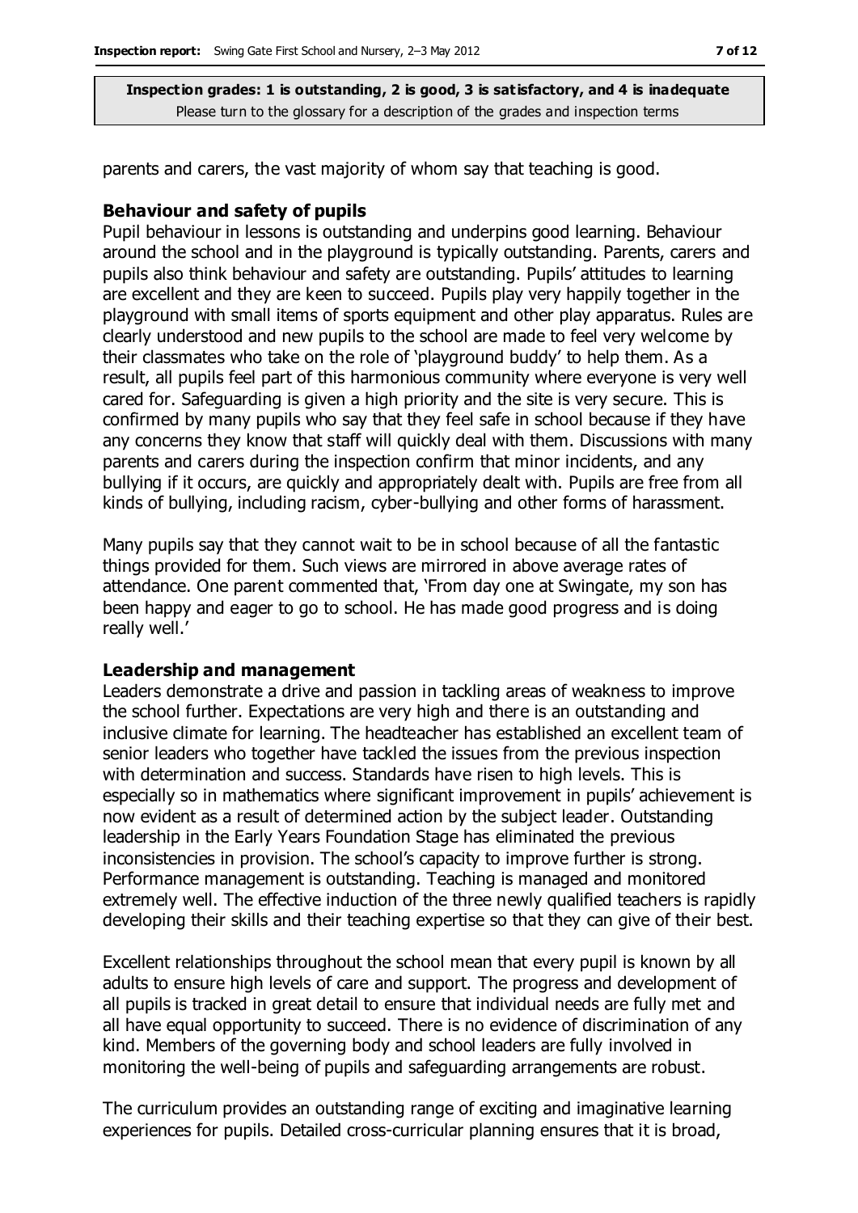parents and carers, the vast majority of whom say that teaching is good.

### Behaviour and safety of pupils

Pupil behaviour in lessons is outstanding and underpins good learning. Behaviour around the school and in the playground is typically outstanding. Parents, carers and pupils also think behaviour and safety are outstanding. Pupils' attitudes to learning are excellent and they are keen to succeed. Pupils play very happily together in the playground with small items of sports equipment and other play apparatus. Rules are clearly understood and new pupils to the school are made to feel very welcome by their classmates who take on the role of 'playground buddy' to help them. As a result, all pupils feel part of this harmonious community where everyone is very well cared for. Safeguarding is given a high priority and the site is very secure. This is confirmed by many pupils who say that they feel safe in school because if they have any concerns they know that staff will quickly deal with them. Discussions with many parents and carers during the inspection confirm that minor incidents, and any bullying if it occurs, are quickly and appropriately dealt with. Pupils are free from all kinds of bullying, including racism, cyber-bullying and other forms of harassment.

Many pupils say that they cannot wait to be in school because of all the fantastic things provided for them. Such views are mirrored in above average rates of attendance. One parent commented that, 'From day one at Swingate, my son has been happy and eager to go to school. He has made good progress and is doing really well.'

### Leadership and management

Leaders demonstrate a drive and passion in tackling areas of weakness to improve the school further. Expectations are very high and there is an outstanding and inclusive climate for learning. The headteacher has established an excellent team of senior leaders who together have tackled the issues from the previous inspection with determination and success. Standards have risen to high levels. This is especially so in mathematics where significant improvement in pupils' achievement is now evident as a result of determined action by the subject leader. Outstanding leadership in the Early Years Foundation Stage has eliminated the previous inconsistencies in provision. The school's capacity to improve further is strong. Performance management is outstanding. Teaching is managed and monitored extremely well. The effective induction of the three newly qualified teachers is rapidly developing their skills and their teaching expertise so that they can give of their best.

Excellent relationships throughout the school mean that every pupil is known by all adults to ensure high levels of care and support. The progress and development of all pupils is tracked in great detail to ensure that individual needs are fully met and all have equal opportunity to succeed. There is no evidence of discrimination of any kind. Members of the governing body and school leaders are fully involved in monitoring the well-being of pupils and safeguarding arrangements are robust.

The curriculum provides an outstanding range of exciting and imaginative learning experiences for pupils. Detailed cross-curricular planning ensures that it is broad,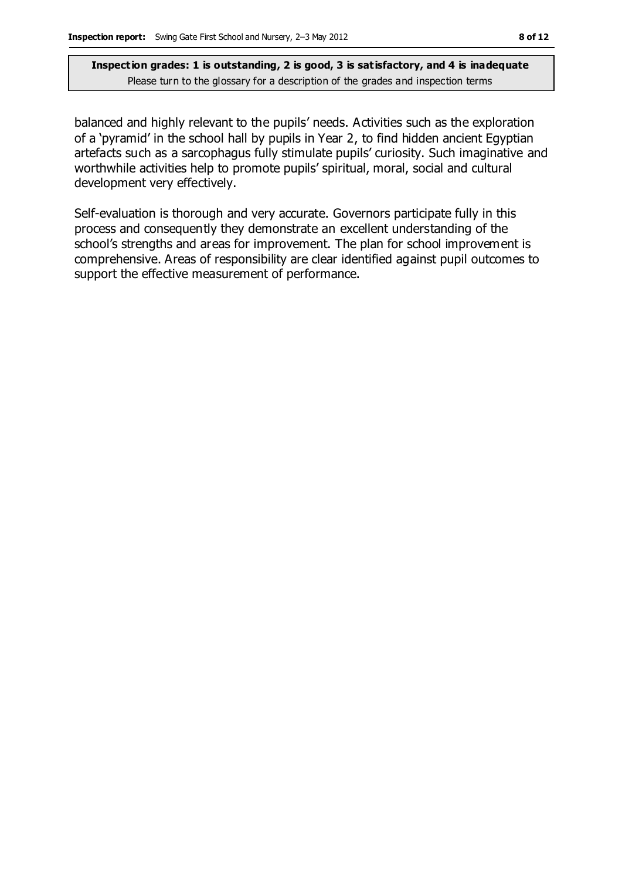balanced and highly relevant to the pupils' needs. Activities such as the exploration of a 'pyramid' in the school hall by pupils in Year 2, to find hidden ancient Egyptian artefacts such as a sarcophagus fully stimulate pupils' curiosity. Such imaginative and worthwhile activities help to promote pupils' spiritual, moral, social and cultural development very effectively.

Self-evaluation is thorough and very accurate. Governors participate fully in this process and consequently they demonstrate an excellent understanding of the school's strengths and areas for improvement. The plan for school improvement is comprehensive. Areas of responsibility are clear identified against pupil outcomes to support the effective measurement of performance.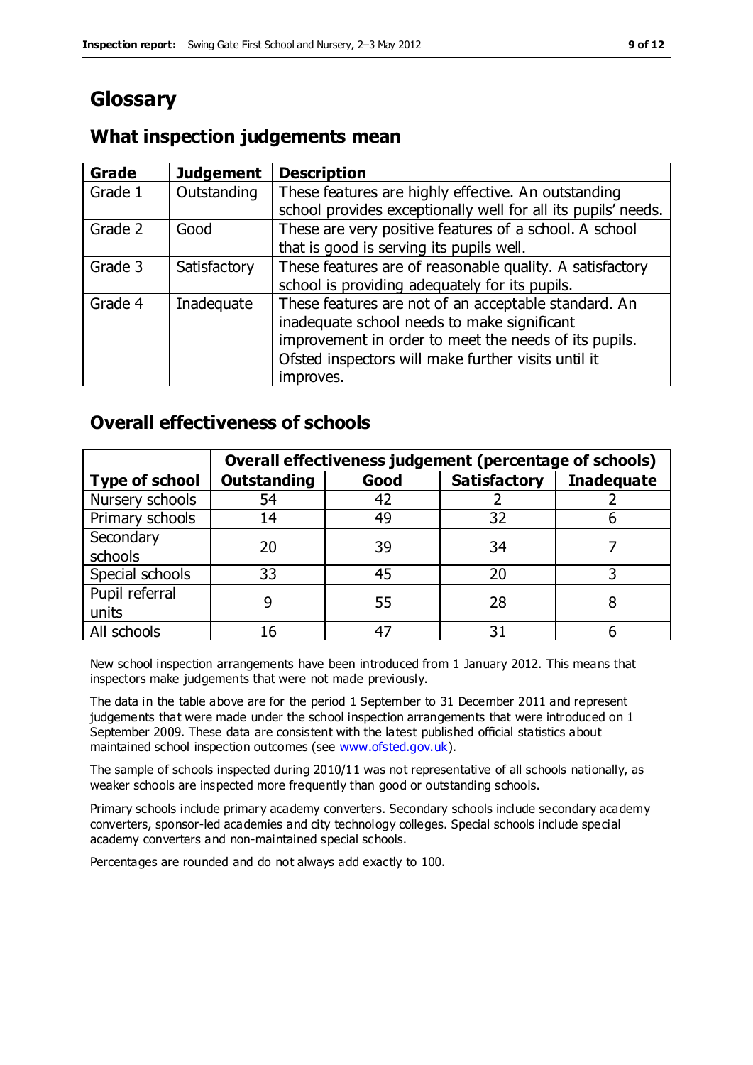# Glossary

## What inspection judgements mean

| Grade | Judgement | Description |
|---|---|---|
| Grade 1 | Outstanding | These features are highly effective. An outstanding school provides exceptionally well for all its pupils' needs. |
| Grade 2 | Good | These are very positive features of a school. A school that is good is serving its pupils well. |
| Grade 3 | Satisfactory | These features are of reasonable quality. A satisfactory school is providing adequately for its pupils. |
| Grade 4 | Inadequate | These features are not of an acceptable standard. An inadequate school needs to make significant improvement in order to meet the needs of its pupils. Ofsted inspectors will make further visits until it improves. |

## Overall effectiveness of schools

| | Overall effectiveness judgement (percentage of schools) | | | |
|---|---|---|---|---|
| **Type of school** | **Outstanding** | **Good** | **Satisfactory** | **Inadequate** |
| Nursery schools | 54 | 42 | 2 | 2 |
| Primary schools | 14 | 49 | 32 | 6 |
| Secondary schools | 20 | 39 | 34 | 7 |
| Special schools | 33 | 45 | 20 | 3 |
| Pupil referral units | 9 | 55 | 28 | 8 |
| All schools | 16 | 47 | 31 | 6 |

New school inspection arrangements have been introduced from 1 January 2012. This means that inspectors make judgements that were not made previously.

The data in the table above are for the period 1 September to 31 December 2011 and represent judgements that were made under the school inspection arrangements that were introduced on 1 September 2009. These data are consistent with the latest published official statistics about maintained school inspection outcomes (see www.ofsted.gov.uk).

The sample of schools inspected during 2010/11 was not representative of all schools nationally, as weaker schools are inspected more frequently than good or outstanding schools.

Primary schools include primary academy converters. Secondary schools include secondary academy converters, sponsor-led academies and city technology colleges. Special schools include special academy converters and non-maintained special schools.

Percentages are rounded and do not always add exactly to 100.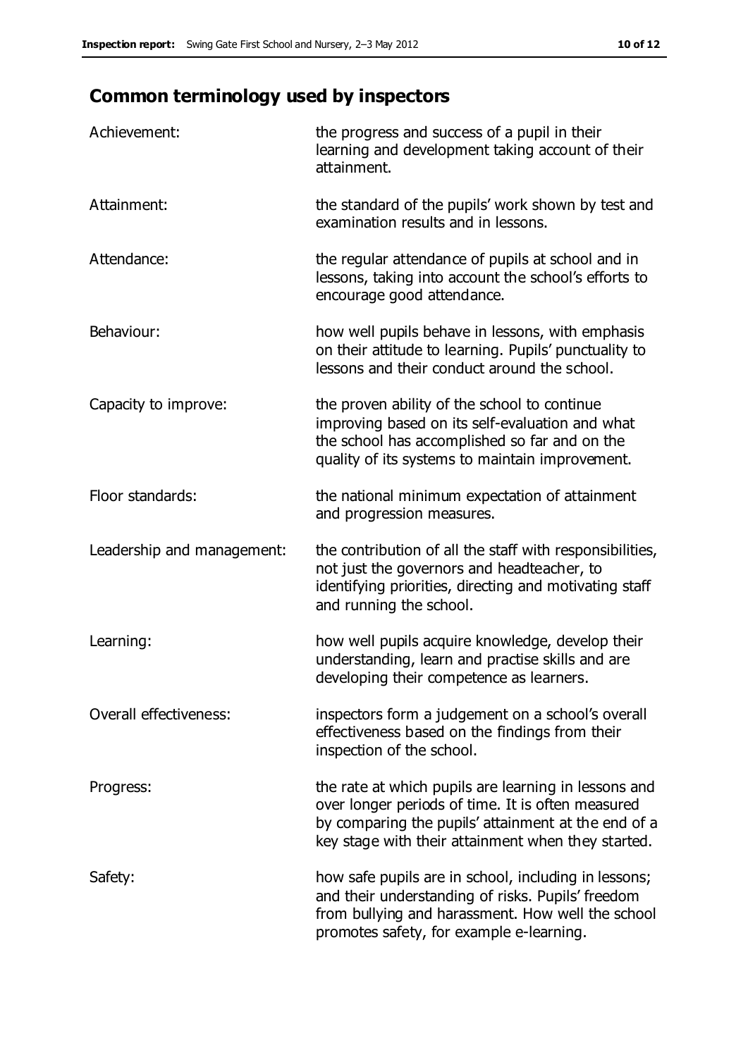## Common terminology used by inspectors

| | |
|---|---|
| Achievement: | the progress and success of a pupil in their learning and development taking account of their attainment. |
| Attainment: | the standard of the pupils' work shown by test and examination results and in lessons. |
| Attendance: | the regular attendance of pupils at school and in lessons, taking into account the school's efforts to encourage good attendance. |
| Behaviour: | how well pupils behave in lessons, with emphasis on their attitude to learning. Pupils' punctuality to lessons and their conduct around the school. |
| Capacity to improve: | the proven ability of the school to continue improving based on its self-evaluation and what the school has accomplished so far and on the quality of its systems to maintain improvement. |
| Floor standards: | the national minimum expectation of attainment and progression measures. |
| Leadership and management: | the contribution of all the staff with responsibilities, not just the governors and headteacher, to identifying priorities, directing and motivating staff and running the school. |
| Learning: | how well pupils acquire knowledge, develop their understanding, learn and practise skills and are developing their competence as learners. |
| Overall effectiveness: | inspectors form a judgement on a school's overall effectiveness based on the findings from their inspection of the school. |
| Progress: | the rate at which pupils are learning in lessons and over longer periods of time. It is often measured by comparing the pupils' attainment at the end of a key stage with their attainment when they started. |
| Safety: | how safe pupils are in school, including in lessons; and their understanding of risks. Pupils' freedom from bullying and harassment. How well the school promotes safety, for example e-learning. |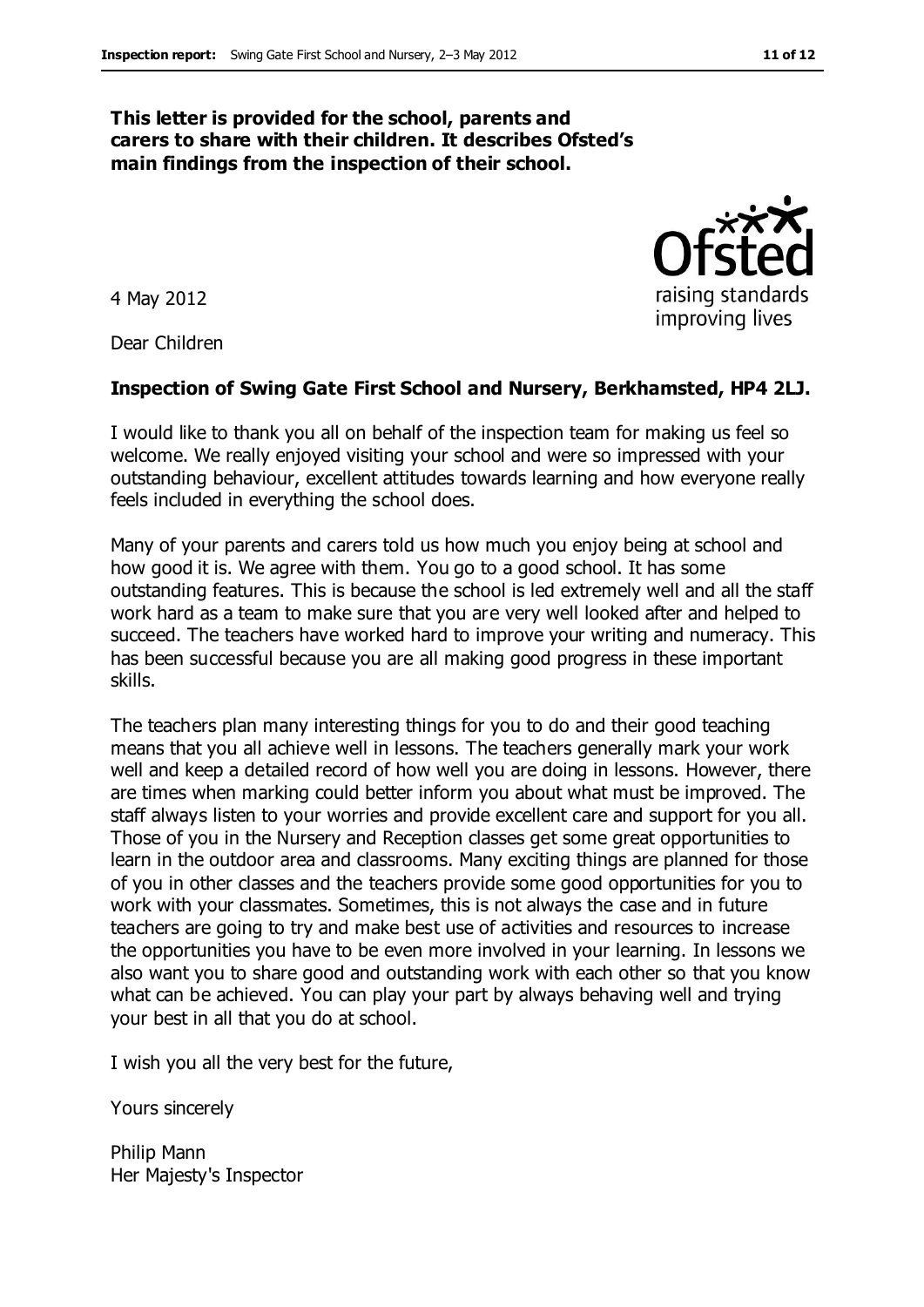**This letter is provided for the school, parents and carers to share with their children. It describes Ofsted's main findings from the inspection of their school.**

4 May 2012

Dear Children

**Inspection of Swing Gate First School and Nursery, Berkhamsted, HP4 2LJ.**

I would like to thank you all on behalf of the inspection team for making us feel so welcome. We really enjoyed visiting your school and were so impressed with your outstanding behaviour, excellent attitudes towards learning and how everyone really feels included in everything the school does.

Many of your parents and carers told us how much you enjoy being at school and how good it is. We agree with them. You go to a good school. It has some outstanding features. This is because the school is led extremely well and all the staff work hard as a team to make sure that you are very well looked after and helped to succeed. The teachers have worked hard to improve your writing and numeracy. This has been successful because you are all making good progress in these important skills.

The teachers plan many interesting things for you to do and their good teaching means that you all achieve well in lessons. The teachers generally mark your work well and keep a detailed record of how well you are doing in lessons. However, there are times when marking could better inform you about what must be improved. The staff always listen to your worries and provide excellent care and support for you all. Those of you in the Nursery and Reception classes get some great opportunities to learn in the outdoor area and classrooms. Many exciting things are planned for those of you in other classes and the teachers provide some good opportunities for you to work with your classmates. Sometimes, this is not always the case and in future teachers are going to try and make best use of activities and resources to increase the opportunities you have to be even more involved in your learning. In lessons we also want you to share good and outstanding work with each other so that you know what can be achieved. You can play your part by always behaving well and trying your best in all that you do at school.

I wish you all the very best for the future,

Yours sincerely

Philip Mann
Her Majesty's Inspector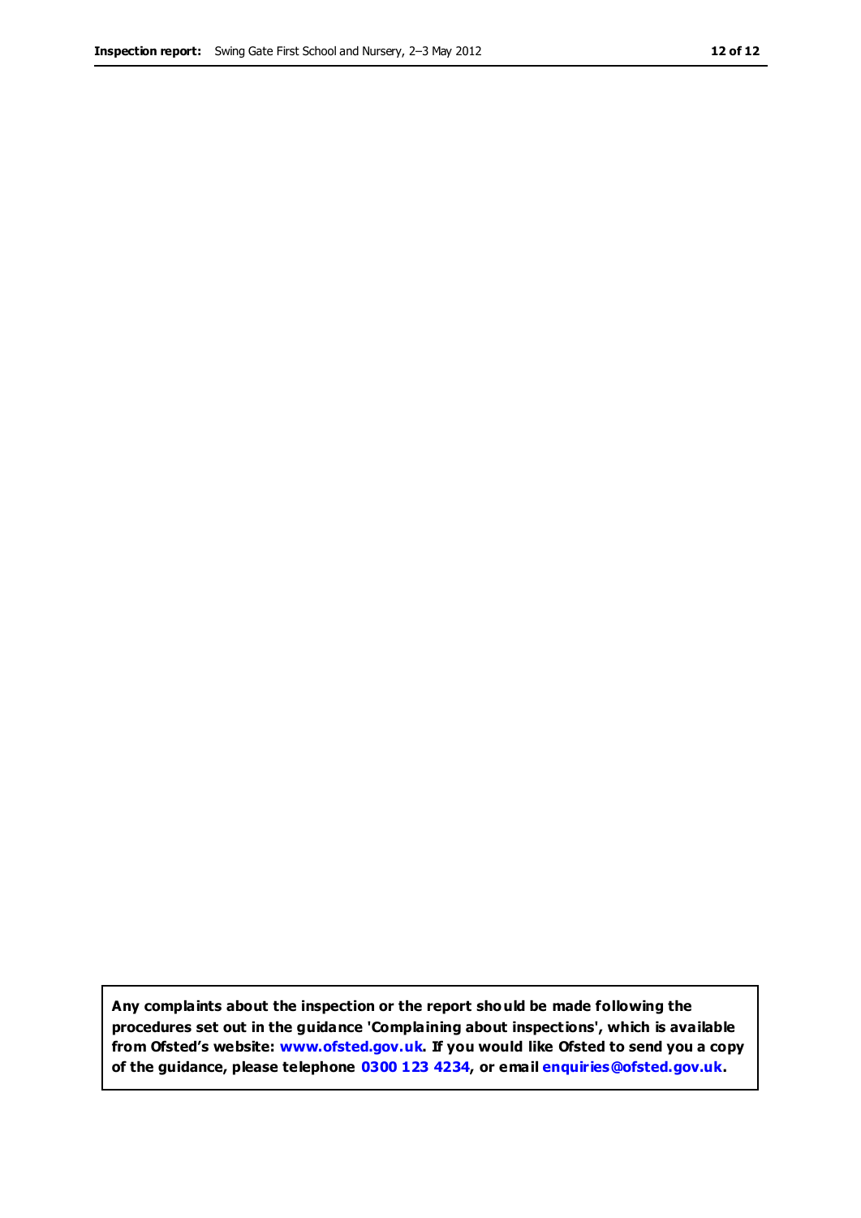**Any complaints about the inspection or the report should be made following the procedures set out in the guidance 'Complaining about inspections', which is available from Ofsted's website: www.ofsted.gov.uk. If you would like Ofsted to send you a copy of the guidance, please telephone 0300 123 4234, or email enquiries@ofsted.gov.uk.**